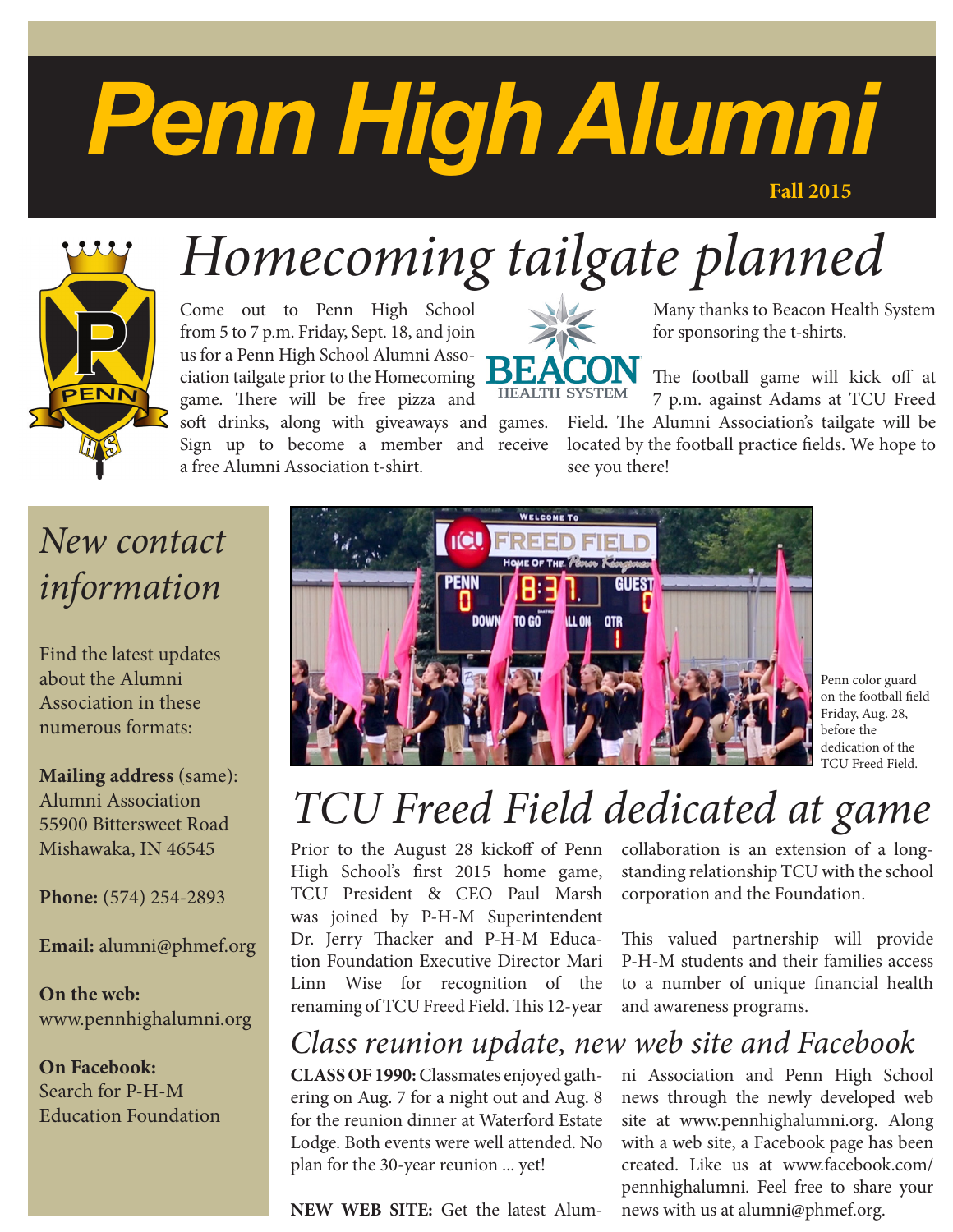# Penn High Alumni

Fall 2015

## Homecoming tailgate planned

Come out to Penn High School from 5 to 7 p.m. Friday, Sept. 18, and join us for a Penn High School Alumni Association tailgate prior to the Homecoming game. There will be free pizza and soft drinks, along with giveaways and games. Sign up to become a member and receive a free Alumni Association t-shirt.

Many thanks to Beacon Health System for sponsoring the t-shirts.

The football game will kick off at 7 p.m. against Adams at TCU Freed Field. The Alumni Association's tailgate will be located by the football practice fields. We hope to see you there!

## New contact information

Find the latest updates about the Alumni Association in these numerous formats:

**Mailing address** (same):
Alumni Association
55900 Bittersweet Road
Mishawaka, IN 46545

**Phone:** (574) 254-2893

**Email:** alumni@phmef.org

**On the web:**
www.pennhighalumni.org

**On Facebook:**
Search for P-H-M Education Foundation

Penn color guard on the football field Friday, Aug. 28, before the dedication of the TCU Freed Field.

## TCU Freed Field dedicated at game

Prior to the August 28 kickoff of Penn High School's first 2015 home game, TCU President & CEO Paul Marsh was joined by P-H-M Superintendent Dr. Jerry Thacker and P-H-M Education Foundation Executive Director Mari Linn Wise for recognition of the renaming of TCU Freed Field. This 12-year collaboration is an extension of a long-standing relationship TCU with the school corporation and the Foundation.

This valued partnership will provide P-H-M students and their families access to a number of unique financial health and awareness programs.

## Class reunion update, new web site and Facebook

**CLASS OF 1990:** Classmates enjoyed gathering on Aug. 7 for a night out and Aug. 8 for the reunion dinner at Waterford Estate Lodge. Both events were well attended. No plan for the 30-year reunion ... yet!

**NEW WEB SITE:** Get the latest Alumni Association and Penn High School news through the newly developed web site at www.pennhighalumni.org. Along with a web site, a Facebook page has been created. Like us at www.facebook.com/pennhighalumni. Feel free to share your news with us at alumni@phmef.org.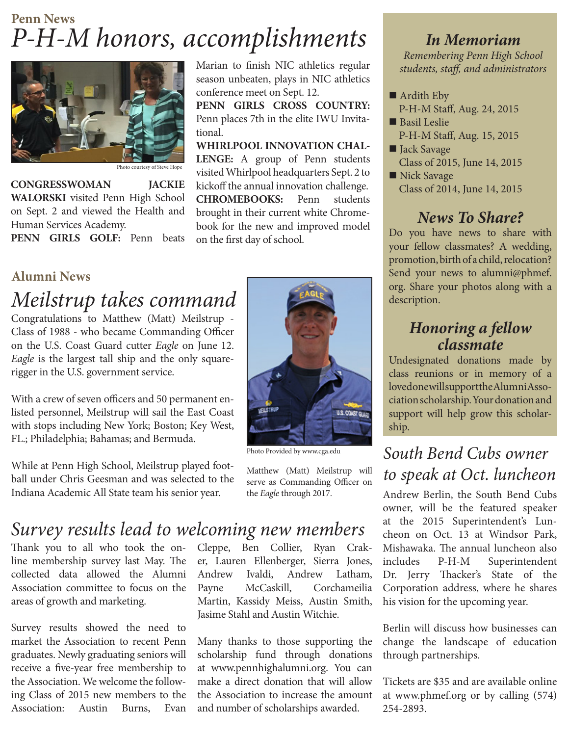Penn News

# P-H-M honors, accomplishments

Photo courtesy of Steve Hope

**CONGRESSWOMAN JACKIE WALORSKI** visited Penn High School on Sept. 2 and viewed the Health and Human Services Academy.

**PENN GIRLS GOLF:** Penn beats Marian to finish NIC athletics regular season unbeaten, plays in NIC athletics conference meet on Sept. 12.

**PENN GIRLS CROSS COUNTRY:** Penn places 7th in the elite IWU Invitational.

**WHIRLPOOL INNOVATION CHALLENGE:** A group of Penn students visited Whirlpool headquarters Sept. 2 to kickoff the annual innovation challenge.

**CHROMEBOOKS:** Penn students brought in their current white Chromebook for the new and improved model on the first day of school.

Alumni News

# Meilstrup takes command

Congratulations to Matthew (Matt) Meilstrup - Class of 1988 - who became Commanding Officer on the U.S. Coast Guard cutter *Eagle* on June 12. *Eagle* is the largest tall ship and the only square-rigger in the U.S. government service.

With a crew of seven officers and 50 permanent enlisted personnel, Meilstrup will sail the East Coast with stops including New York; Boston; Key West, FL.; Philadelphia; Bahamas; and Bermuda.

While at Penn High School, Meilstrup played football under Chris Geesman and was selected to the Indiana Academic All State team his senior year.

Photo Provided by www.cga.edu

Matthew (Matt) Meilstrup will serve as Commanding Officer on the *Eagle* through 2017.

# Survey results lead to welcoming new members

Thank you to all who took the online membership survey last May. The collected data allowed the Alumni Association committee to focus on the areas of growth and marketing.

Survey results showed the need to market the Association to recent Penn graduates. Newly graduating seniors will receive a five-year free membership to the Association. We welcome the following Class of 2015 new members to the Association: Austin Burns, Evan Cleppe, Ben Collier, Ryan Craker, Lauren Ellenberger, Sierra Jones, Andrew Ivaldi, Andrew Latham, Payne McCaskill, Corchameilia Martin, Kassidy Meiss, Austin Smith, Jasime Stahl and Austin Witchie.

Many thanks to those supporting the scholarship fund through donations at www.pennhighalumni.org. You can make a direct donation that will allow the Association to increase the amount and number of scholarships awarded.

## *In Memoriam*

*Remembering Penn High School students, staff, and administrators*

- Ardith Eby
  P-H-M Staff, Aug. 24, 2015
- Basil Leslie
  P-H-M Staff, Aug. 15, 2015
- Jack Savage
  Class of 2015, June 14, 2015
- Nick Savage
  Class of 2014, June 14, 2015

## *News To Share?*

Do you have news to share with your fellow classmates? A wedding, promotion, birth of a child, relocation? Send your news to alumni@phmef.org. Share your photos along with a description.

## *Honoring a fellow classmate*

Undesignated donations made by class reunions or in memory of a loved one will support the Alumni Association scholarship. Your donation and support will help grow this scholarship.

# South Bend Cubs owner to speak at Oct. luncheon

Andrew Berlin, the South Bend Cubs owner, will be the featured speaker at the 2015 Superintendent's Luncheon on Oct. 13 at Windsor Park, Mishawaka. The annual luncheon also includes P-H-M Superintendent Dr. Jerry Thacker's State of the Corporation address, where he shares his vision for the upcoming year.

Berlin will discuss how businesses can change the landscape of education through partnerships.

Tickets are $35 and are available online at www.phmef.org or by calling (574) 254-2893.